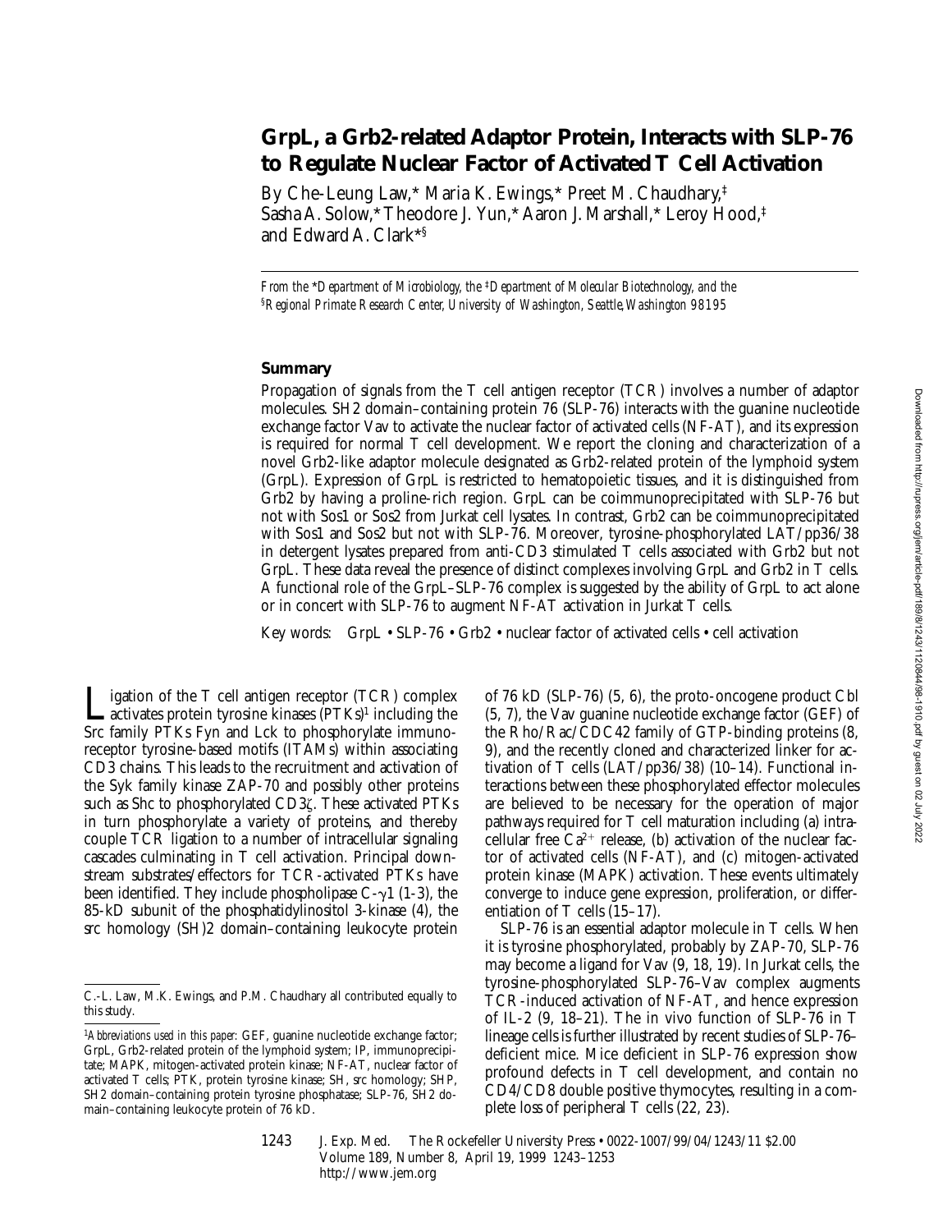# GrpL, a Grb2-related Adaptor Protein, Interacts with SLP-76 to Regulate Nuclear Factor of Activated T Cell Activation

By Che-Leung Law,* Maria K. Ewings,* Preet M. Chaudhary,‡ Sasha A. Solow,* Theodore J. Yun,* Aaron J. Marshall,* Leroy Hood,‡ and Edward A. Clark*§

*From the \*Department of Microbiology, the ‡Department of Molecular Biotechnology, and the §Regional Primate Research Center, University of Washington, Seattle, Washington 98195*

## Summary

Propagation of signals from the T cell antigen receptor (TCR) involves a number of adaptor molecules. SH2 domain–containing protein 76 (SLP-76) interacts with the guanine nucleotide exchange factor Vav to activate the nuclear factor of activated cells (NF-AT), and its expression is required for normal T cell development. We report the cloning and characterization of a novel Grb2-like adaptor molecule designated as Grb2-related protein of the lymphoid system (GrpL). Expression of GrpL is restricted to hematopoietic tissues, and it is distinguished from Grb2 by having a proline-rich region. GrpL can be coimmunoprecipitated with SLP-76 but not with Sos1 or Sos2 from Jurkat cell lysates. In contrast, Grb2 can be coimmunoprecipitated with Sos1 and Sos2 but not with SLP-76. Moreover, tyrosine-phosphorylated LAT/pp36/38 in detergent lysates prepared from anti-CD3 stimulated T cells associated with Grb2 but not GrpL. These data reveal the presence of distinct complexes involving GrpL and Grb2 in T cells. A functional role of the GrpL–SLP-76 complex is suggested by the ability of GrpL to act alone or in concert with SLP-76 to augment NF-AT activation in Jurkat T cells.

Key words: GrpL • SLP-76 • Grb2 • nuclear factor of activated cells • cell activation

Ligation of the T cell antigen receptor (TCR) complex activates protein tyrosine kinases (PTKs)[1] including the Src family PTKs Fyn and Lck to phosphorylate immunoreceptor tyrosine-based motifs (ITAMs) within associating CD3 chains. This leads to the recruitment and activation of the Syk family kinase ZAP-70 and possibly other proteins such as Shc to phosphorylated CD3ζ. These activated PTKs in turn phosphorylate a variety of proteins, and thereby couple TCR ligation to a number of intracellular signaling cascades culminating in T cell activation. Principal downstream substrates/effectors for TCR-activated PTKs have been identified. They include phospholipase C-γ1 (1-3), the 85-kD subunit of the phosphatidylinositol 3-kinase (4), the src homology (SH)2 domain–containing leukocyte protein of 76 kD (SLP-76) (5, 6), the proto-oncogene product Cbl (5, 7), the Vav guanine nucleotide exchange factor (GEF) of the Rho/Rac/CDC42 family of GTP-binding proteins (8, 9), and the recently cloned and characterized linker for activation of T cells (LAT/pp36/38) (10–14). Functional interactions between these phosphorylated effector molecules are believed to be necessary for the operation of major pathways required for T cell maturation including (a) intracellular free $Ca^{2+}$ release, (b) activation of the nuclear factor of activated cells (NF-AT), and (c) mitogen-activated protein kinase (MAPK) activation. These events ultimately converge to induce gene expression, proliferation, or differentiation of T cells (15–17).

SLP-76 is an essential adaptor molecule in T cells. When it is tyrosine phosphorylated, probably by ZAP-70, SLP-76 may become a ligand for Vav (9, 18, 19). In Jurkat cells, the tyrosine-phosphorylated SLP-76–Vav complex augments TCR-induced activation of NF-AT, and hence expression of IL-2 (9, 18–21). The in vivo function of SLP-76 in T lineage cells is further illustrated by recent studies of SLP-76–deficient mice. Mice deficient in SLP-76 expression show profound defects in T cell development, and contain no CD4/CD8 double positive thymocytes, resulting in a complete loss of peripheral T cells (22, 23).

C.-L. Law, M.K. Ewings, and P.M. Chaudhary all contributed equally to this study.

[1] *Abbreviations used in this paper:* GEF, guanine nucleotide exchange factor; GrpL, Grb2-related protein of the lymphoid system; IP, immunoprecipitate; MAPK, mitogen-activated protein kinase; NF-AT, nuclear factor of activated T cells; PTK, protein tyrosine kinase; SH, src homology; SHP, SH2 domain–containing protein tyrosine phosphatase; SLP-76, SH2 domain–containing leukocyte protein of 76 kD.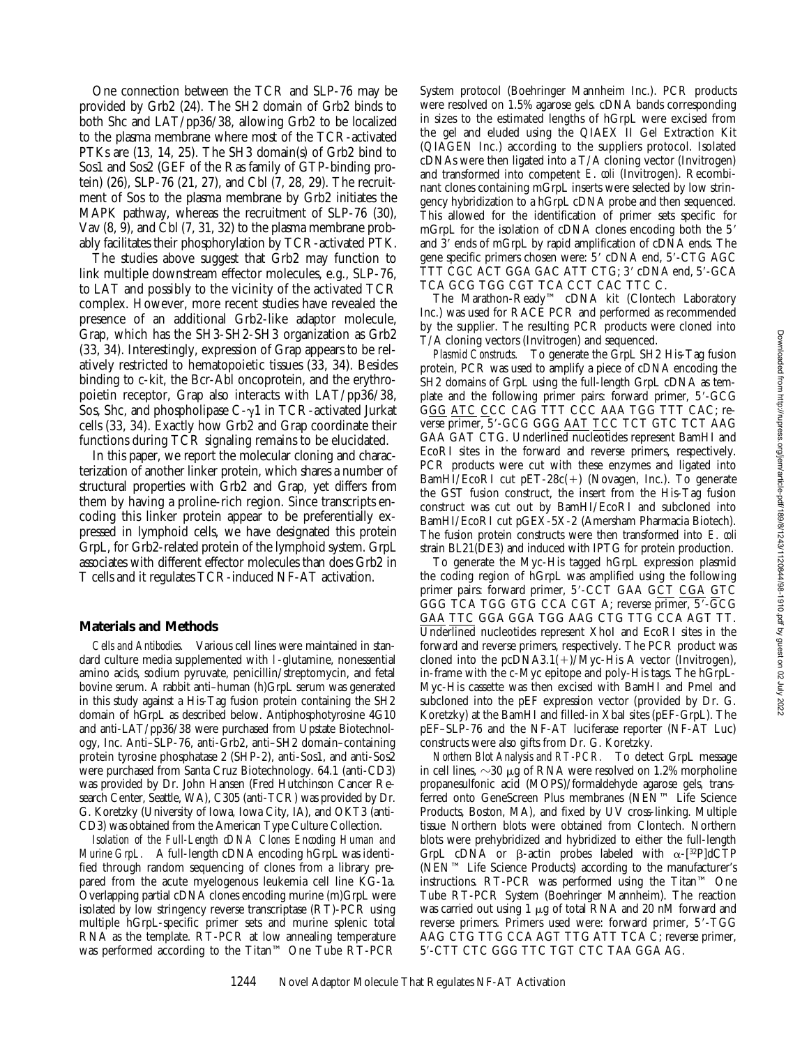One connection between the TCR and SLP-76 may be provided by Grb2 (24). The SH2 domain of Grb2 binds to both Shc and LAT/pp36/38, allowing Grb2 to be localized to the plasma membrane where most of the TCR-activated PTKs are (13, 14, 25). The SH3 domain(s) of Grb2 bind to Sos1 and Sos2 (GEF of the Ras family of GTP-binding protein) (26), SLP-76 (21, 27), and Cbl (7, 28, 29). The recruitment of Sos to the plasma membrane by Grb2 initiates the MAPK pathway, whereas the recruitment of SLP-76 (30), Vav (8, 9), and Cbl (7, 31, 32) to the plasma membrane probably facilitates their phosphorylation by TCR-activated PTK.

The studies above suggest that Grb2 may function to link multiple downstream effector molecules, e.g., SLP-76, to LAT and possibly to the vicinity of the activated TCR complex. However, more recent studies have revealed the presence of an additional Grb2-like adaptor molecule, Grap, which has the SH3-SH2-SH3 organization as Grb2 (33, 34). Interestingly, expression of Grap appears to be relatively restricted to hematopoietic tissues (33, 34). Besides binding to c-kit, the Bcr-Abl oncoprotein, and the erythropoietin receptor, Grap also interacts with LAT/pp36/38, Sos, Shc, and phospholipase C-γ1 in TCR-activated Jurkat cells (33, 34). Exactly how Grb2 and Grap coordinate their functions during TCR signaling remains to be elucidated.

In this paper, we report the molecular cloning and characterization of another linker protein, which shares a number of structural properties with Grb2 and Grap, yet differs from them by having a proline-rich region. Since transcripts encoding this linker protein appear to be preferentially expressed in lymphoid cells, we have designated this protein GrpL, for Grb2-related protein of the lymphoid system. GrpL associates with different effector molecules than does Grb2 in T cells and it regulates TCR-induced NF-AT activation.

## Materials and Methods

*Cells and Antibodies.* Various cell lines were maintained in standard culture media supplemented with l-glutamine, nonessential amino acids, sodium pyruvate, penicillin/streptomycin, and fetal bovine serum. A rabbit anti–human (h)GrpL serum was generated in this study against a His-Tag fusion protein containing the SH2 domain of hGrpL as described below. Antiphosphotyrosine 4G10 and anti-LAT/pp36/38 were purchased from Upstate Biotechnology, Inc. Anti–SLP-76, anti-Grb2, anti–SH2 domain–containing protein tyrosine phosphatase 2 (SHP-2), anti-Sos1, and anti-Sos2 were purchased from Santa Cruz Biotechnology. 64.1 (anti-CD3) was provided by Dr. John Hansen (Fred Hutchinson Cancer Research Center, Seattle, WA), C305 (anti-TCR) was provided by Dr. G. Koretzky (University of Iowa, Iowa City, IA), and OKT3 (anti-CD3) was obtained from the American Type Culture Collection.

*Isolation of the Full-Length cDNA Clones Encoding Human and Murine GrpL.* A full-length cDNA encoding hGrpL was identified through random sequencing of clones from a library prepared from the acute myelogenous leukemia cell line KG-1a. Overlapping partial cDNA clones encoding murine (m)GrpL were isolated by low stringency reverse transcriptase (RT)-PCR using multiple hGrpL-specific primer sets and murine splenic total RNA as the template. RT-PCR at low annealing temperature was performed according to the Titan™ One Tube RT-PCR System protocol (Boehringer Mannheim Inc.). PCR products were resolved on 1.5% agarose gels. cDNA bands corresponding in sizes to the estimated lengths of hGrpL were excised from the gel and eluded using the QIAEX II Gel Extraction Kit (QIAGEN Inc.) according to the suppliers protocol. Isolated cDNAs were then ligated into a T/A cloning vector (Invitrogen) and transformed into competent *E. coli* (Invitrogen). Recombinant clones containing mGrpL inserts were selected by low stringency hybridization to a hGrpL cDNA probe and then sequenced. This allowed for the identification of primer sets specific for mGrpL for the isolation of cDNA clones encoding both the 5′ and 3′ ends of mGrpL by rapid amplification of cDNA ends. The gene specific primers chosen were: 5′ cDNA end, 5′-CTG AGC TTT CGC ACT GGA GAC ATT CTG; 3′ cDNA end, 5′-GCA TCA GCG TGG CGT TCA CCT CAC TTC C.

The Marathon-Ready™ cDNA kit (Clontech Laboratory Inc.) was used for RACE PCR and performed as recommended by the supplier. The resulting PCR products were cloned into T/A cloning vectors (Invitrogen) and sequenced.

*Plasmid Constructs.* To generate the GrpL SH2 His-Tag fusion protein, PCR was used to amplify a piece of cDNA encoding the SH2 domains of GrpL using the full-length GrpL cDNA as template and the following primer pairs: forward primer, 5′-GCG GGG ATC CCC CAG TTT CCC AAA TGG TTT CAC; reverse primer, 5′-GCG GGG AAT TCC TCT GTC TCT AAG GAA GAT CTG. Underlined nucleotides represent BamHI and EcoRI sites in the forward and reverse primers, respectively. PCR products were cut with these enzymes and ligated into BamHI/EcoRI cut pET-28c(+) (Novagen, Inc.). To generate the GST fusion construct, the insert from the His-Tag fusion construct was cut out by BamHI/EcoRI and subcloned into BamHI/EcoRI cut pGEX-5X-2 (Amersham Pharmacia Biotech). The fusion protein constructs were then transformed into *E. coli* strain BL21(DE3) and induced with IPTG for protein production.

To generate the Myc-His tagged hGrpL expression plasmid the coding region of hGrpL was amplified using the following primer pairs: forward primer, 5′-CCT GAA GCT CGA GTC GGG TCA TGG GTG CCA CGT A; reverse primer, 5′-GCG GAA TTC GGA GGA TGG AAG CTG TTG CCA AGT TT. Underlined nucleotides represent XhoI and EcoRI sites in the forward and reverse primers, respectively. The PCR product was cloned into the pcDNA3.1(+)/Myc-His A vector (Invitrogen), in-frame with the c-Myc epitope and poly-His tags. The hGrpL-Myc-His cassette was then excised with BamHI and PmeI and subcloned into the pEF expression vector (provided by Dr. G. Koretzky) at the BamHI and filled-in XbaI sites (pEF-GrpL). The pEF–SLP-76 and the NF-AT luciferase reporter (NF-AT Luc) constructs were also gifts from Dr. G. Koretzky.

*Northern Blot Analysis and RT-PCR.* To detect GrpL message in cell lines, ∼30 μg of RNA were resolved on 1.2% morpholine propanesulfonic acid (MOPS)/formaldehyde agarose gels, transferred onto GeneScreen Plus membranes (NEN™ Life Science Products, Boston, MA), and fixed by UV cross-linking. Multiple tissue Northern blots were obtained from Clontech. Northern blots were prehybridized and hybridized to either the full-length GrpL cDNA or β-actin probes labeled with α-[$^{32}$P]dCTP (NEN™ Life Science Products) according to the manufacturer's instructions. RT-PCR was performed using the Titan™ One Tube RT-PCR System (Boehringer Mannheim). The reaction was carried out using 1 μg of total RNA and 20 nM forward and reverse primers. Primers used were: forward primer, 5′-TGG AAG CTG TTG CCA AGT TTG ATT TCA C; reverse primer, 5′-CTT CTC GGG TTC TGT CTC TAA GGA AG.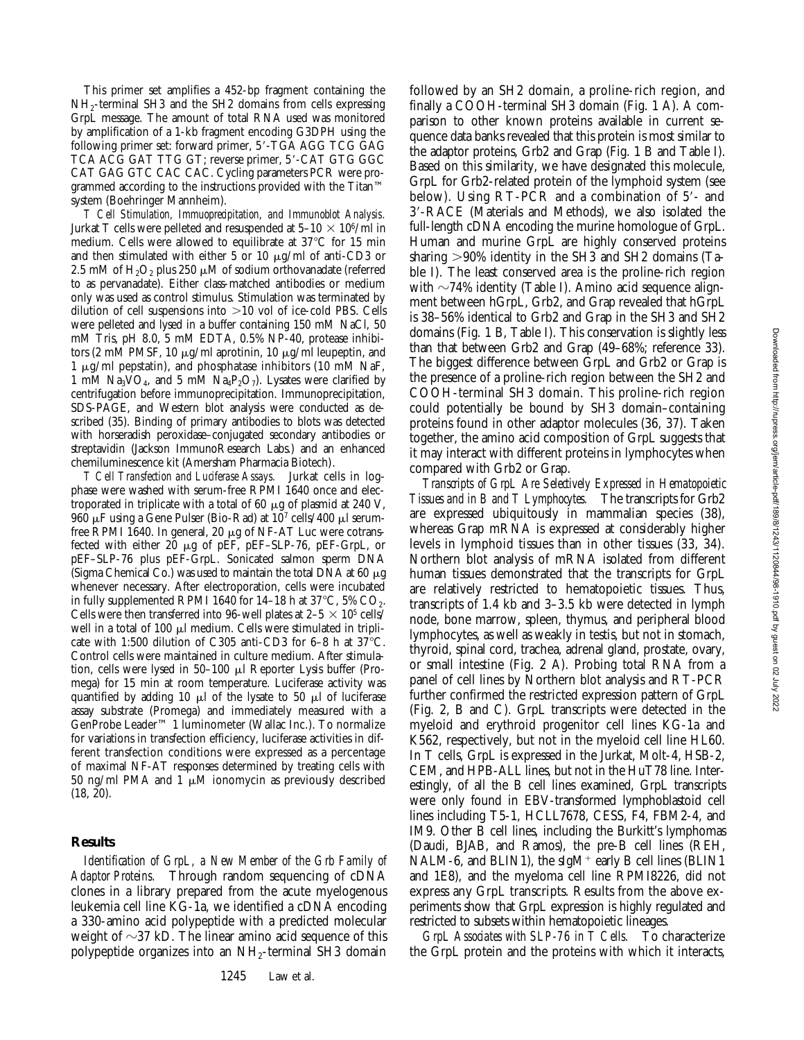This primer set amplifies a 452-bp fragment containing the $NH_2$-terminal SH3 and the SH2 domains from cells expressing GrpL message. The amount of total RNA used was monitored by amplification of a 1-kb fragment encoding G3DPH using the following primer set: forward primer, 5′-TGA AGG TCG GAG TCA ACG GAT TTG GT; reverse primer, 5′-CAT GTG GGC CAT GAG GTC CAC CAC. Cycling parameters PCR were programmed according to the instructions provided with the Titan™ system (Boehringer Mannheim).

*T Cell Stimulation, Immuoprecipitation, and Immunoblot Analysis.* Jurkat T cells were pelleted and resuspended at 5–10 × $10^6$/ml in medium. Cells were allowed to equilibrate at 37°C for 15 min and then stimulated with either 5 or 10 μg/ml of anti-CD3 or 2.5 mM of $H_2O_2$ plus 250 μM of sodium orthovanadate (referred to as pervanadate). Either class-matched antibodies or medium only was used as control stimulus. Stimulation was terminated by dilution of cell suspensions into >10 vol of ice-cold PBS. Cells were pelleted and lysed in a buffer containing 150 mM NaCl, 50 mM Tris, pH 8.0, 5 mM EDTA, 0.5% NP-40, protease inhibitors (2 mM PMSF, 10 μg/ml aprotinin, 10 μg/ml leupeptin, and 1 μg/ml pepstatin), and phosphatase inhibitors (10 mM NaF, 1 mM $Na_3VO_4$, and 5 mM $Na_4P_2O_7$). Lysates were clarified by centrifugation before immunoprecipitation. Immunoprecipitation, SDS-PAGE, and Western blot analysis were conducted as described (35). Binding of primary antibodies to blots was detected with horseradish peroxidase–conjugated secondary antibodies or streptavidin (Jackson ImmunoResearch Labs.) and an enhanced chemiluminescence kit (Amersham Pharmacia Biotech).

*T Cell Transfection and Luciferase Assays.* Jurkat cells in log-phase were washed with serum-free RPMI 1640 once and electroporated in triplicate with a total of 60 μg of plasmid at 240 V, 960 μF using a Gene Pulser (Bio-Rad) at $10^7$ cells/400 μl serum-free RPMI 1640. In general, 20 μg of NF-AT Luc were cotransfected with either 20 μg of pEF, pEF–SLP-76, pEF-GrpL, or pEF–SLP-76 plus pEF-GrpL. Sonicated salmon sperm DNA (Sigma Chemical Co.) was used to maintain the total DNA at 60 μg whenever necessary. After electroporation, cells were incubated in fully supplemented RPMI 1640 for 14–18 h at 37°C, 5% $CO_2$. Cells were then transferred into 96-well plates at 2–5 × $10^5$ cells/well in a total of 100 μl medium. Cells were stimulated in triplicate with 1:500 dilution of C305 anti-CD3 for 6–8 h at 37°C. Control cells were maintained in culture medium. After stimulation, cells were lysed in 50–100 μl Reporter Lysis buffer (Promega) for 15 min at room temperature. Luciferase activity was quantified by adding 10 μl of the lysate to 50 μl of luciferase assay substrate (Promega) and immediately measured with a GenProbe Leader™ 1 luminometer (Wallac Inc.). To normalize for variations in transfection efficiency, luciferase activities in different transfection conditions were expressed as a percentage of maximal NF-AT responses determined by treating cells with 50 ng/ml PMA and 1 μM ionomycin as previously described (18, 20).

## Results

*Identification of GrpL, a New Member of the Grb Family of Adaptor Proteins.* Through random sequencing of cDNA clones in a library prepared from the acute myelogenous leukemia cell line KG-1a, we identified a cDNA encoding a 330-amino acid polypeptide with a predicted molecular weight of ~37 kD. The linear amino acid sequence of this polypeptide organizes into an $NH_2$-terminal SH3 domain followed by an SH2 domain, a proline-rich region, and finally a COOH-terminal SH3 domain (Fig. 1 A). A comparison to other known proteins available in current sequence data banks revealed that this protein is most similar to the adaptor proteins, Grb2 and Grap (Fig. 1 B and Table I). Based on this similarity, we have designated this molecule, GrpL for Grb2-related protein of the lymphoid system (see below). Using RT-PCR and a combination of 5′- and 3′-RACE (Materials and Methods), we also isolated the full-length cDNA encoding the murine homologue of GrpL. Human and murine GrpL are highly conserved proteins sharing >90% identity in the SH3 and SH2 domains (Table I). The least conserved area is the proline-rich region with ~74% identity (Table I). Amino acid sequence alignment between hGrpL, Grb2, and Grap revealed that hGrpL is 38–56% identical to Grb2 and Grap in the SH3 and SH2 domains (Fig. 1 B, Table I). This conservation is slightly less than that between Grb2 and Grap (49–68%; reference 33). The biggest difference between GrpL and Grb2 or Grap is the presence of a proline-rich region between the SH2 and COOH-terminal SH3 domain. This proline-rich region could potentially be bound by SH3 domain–containing proteins found in other adaptor molecules (36, 37). Taken together, the amino acid composition of GrpL suggests that it may interact with different proteins in lymphocytes when compared with Grb2 or Grap.

*Transcripts of GrpL Are Selectively Expressed in Hematopoietic Tissues and in B and T Lymphocytes.* The transcripts for Grb2 are expressed ubiquitously in mammalian species (38), whereas Grap mRNA is expressed at considerably higher levels in lymphoid tissues than in other tissues (33, 34). Northern blot analysis of mRNA isolated from different human tissues demonstrated that the transcripts for GrpL are relatively restricted to hematopoietic tissues. Thus, transcripts of 1.4 kb and 3–3.5 kb were detected in lymph node, bone marrow, spleen, thymus, and peripheral blood lymphocytes, as well as weakly in testis, but not in stomach, thyroid, spinal cord, trachea, adrenal gland, prostate, ovary, or small intestine (Fig. 2 A). Probing total RNA from a panel of cell lines by Northern blot analysis and RT-PCR further confirmed the restricted expression pattern of GrpL (Fig. 2, B and C). GrpL transcripts were detected in the myeloid and erythroid progenitor cell lines KG-1a and K562, respectively, but not in the myeloid cell line HL60. In T cells, GrpL is expressed in the Jurkat, Molt-4, HSB-2, CEM, and HPB-ALL lines, but not in the HuT78 line. Interestingly, of all the B cell lines examined, GrpL transcripts were only found in EBV-transformed lymphoblastoid cell lines including T5-1, HCLL7678, CESS, F4, FBM2-4, and IM9. Other B cell lines, including the Burkitt's lymphomas (Daudi, BJAB, and Ramos), the pre-B cell lines (REH, NALM-6, and BLIN1), the sIgM$^+$ early B cell lines (BLIN1 and 1E8), and the myeloma cell line RPMI8226, did not express any GrpL transcripts. Results from the above experiments show that GrpL expression is highly regulated and restricted to subsets within hematopoietic lineages.

*GrpL Associates with SLP-76 in T Cells.* To characterize the GrpL protein and the proteins with which it interacts,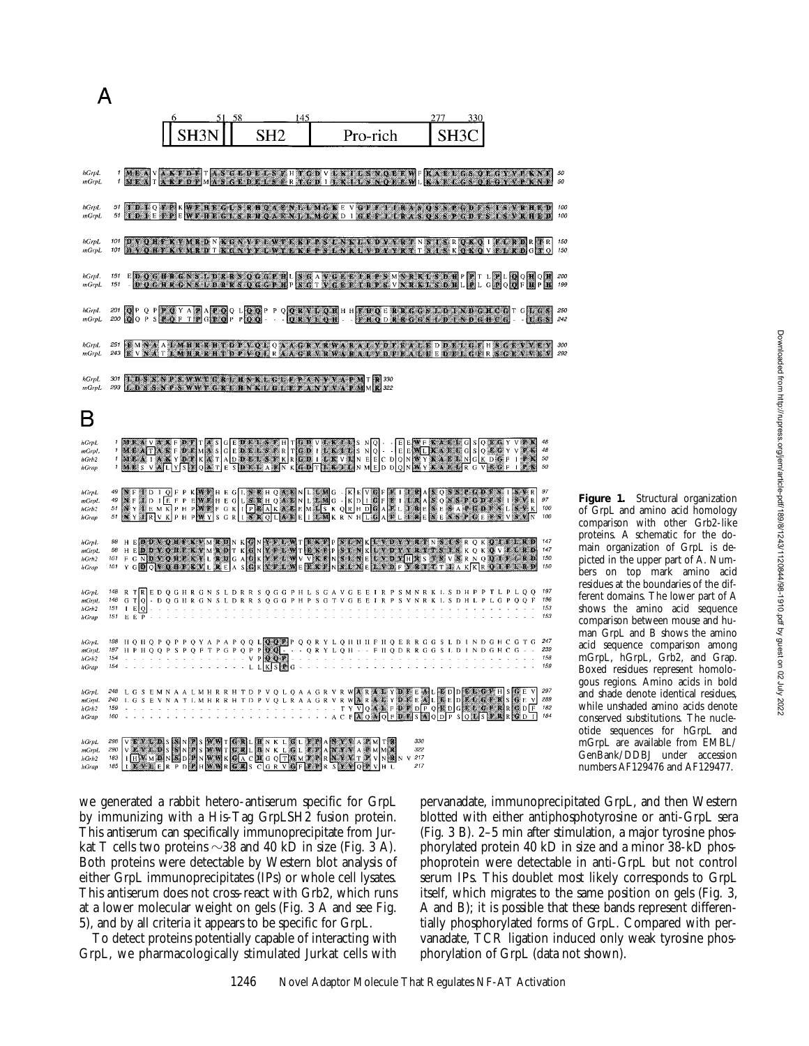**Figure 1.** Structural organization of GrpL and amino acid homology comparison with other Grb2-like proteins. A schematic for the domain organization of GrpL is depicted in the upper part of A. Numbers on top mark amino acid residues at the boundaries of the different domains. The lower part of A shows the amino acid sequence comparison between mouse and human GrpL and B shows the amino acid sequence comparison among mGrpL, hGrpL, Grb2, and Grap. Boxed residues represent homologous regions. Amino acids in bold and shade denote identical residues, while unshaded amino acids denote conserved substitutions. The nucleotide sequences for hGrpL and mGrpL are available from EMBL/GenBank/DDBJ under accession numbers AF129476 and AF129477.

we generated a rabbit hetero-antiserum specific for GrpL by immunizing with a His-Tag GrpLSH2 fusion protein. This antiserum can specifically immunoprecipitate from Jurkat T cells two proteins ~38 and 40 kD in size (Fig. 3 A). Both proteins were detectable by Western blot analysis of either GrpL immunoprecipitates (IPs) or whole cell lysates. This antiserum does not cross-react with Grb2, which runs at a lower molecular weight on gels (Fig. 3 A and see Fig. 5), and by all criteria it appears to be specific for GrpL.

To detect proteins potentially capable of interacting with GrpL, we pharmacologically stimulated Jurkat cells with pervanadate, immunoprecipitated GrpL, and then Western blotted with either antiphosphotyrosine or anti-GrpL sera (Fig. 3 B). 2–5 min after stimulation, a major tyrosine phosphorylated protein 40 kD in size and a minor 38-kD phosphoprotein were detectable in anti-GrpL but not control serum IPs. This doublet most likely corresponds to GrpL itself, which migrates to the same position on gels (Fig. 3, A and B); it is possible that these bands represent differentially phosphorylated forms of GrpL. Compared with pervanadate, TCR ligation induced only weak tyrosine phosphorylation of GrpL (data not shown).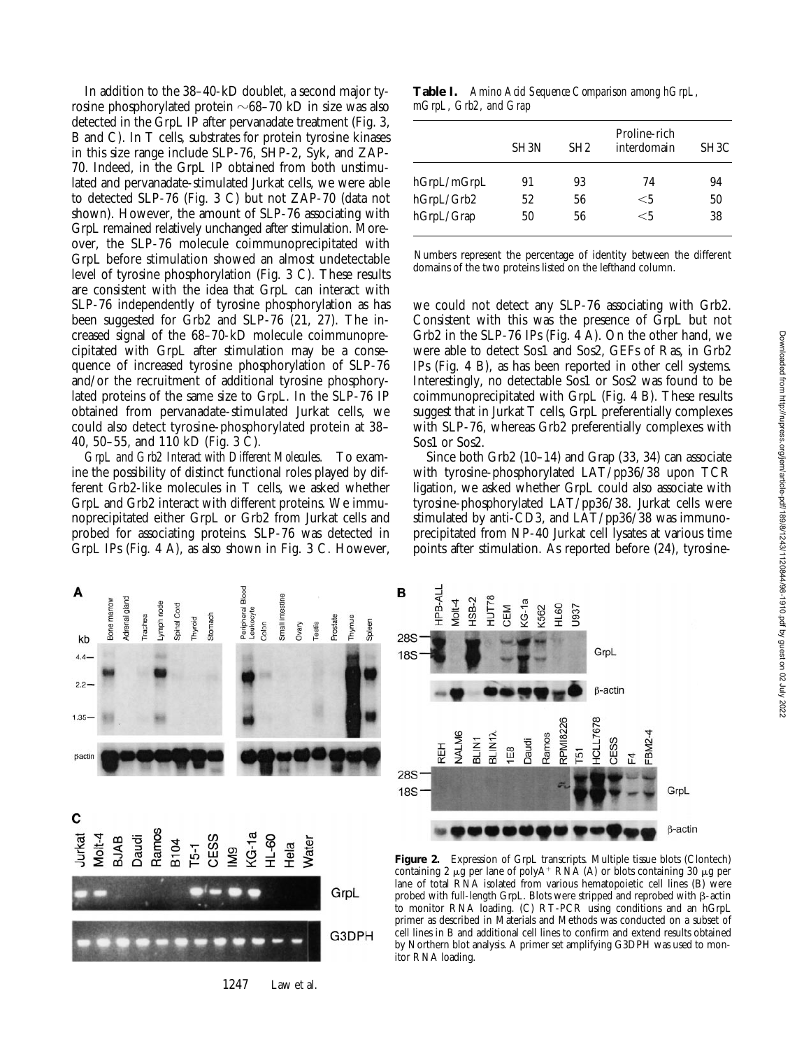In addition to the 38–40-kD doublet, a second major tyrosine phosphorylated protein ~68–70 kD in size was also detected in the GrpL IP after pervanadate treatment (Fig. 3, B and C). In T cells, substrates for protein tyrosine kinases in this size range include SLP-76, SHP-2, Syk, and ZAP-70. Indeed, in the GrpL IP obtained from both unstimulated and pervanadate-stimulated Jurkat cells, we were able to detected SLP-76 (Fig. 3 C) but not ZAP-70 (data not shown). However, the amount of SLP-76 associating with GrpL remained relatively unchanged after stimulation. Moreover, the SLP-76 molecule coimmunoprecipitated with GrpL before stimulation showed an almost undetectable level of tyrosine phosphorylation (Fig. 3 C). These results are consistent with the idea that GrpL can interact with SLP-76 independently of tyrosine phosphorylation as has been suggested for Grb2 and SLP-76 (21, 27). The increased signal of the 68–70-kD molecule coimmunoprecipitated with GrpL after stimulation may be a consequence of increased tyrosine phosphorylation of SLP-76 and/or the recruitment of additional tyrosine phosphorylated proteins of the same size to GrpL. In the SLP-76 IP obtained from pervanadate-stimulated Jurkat cells, we could also detect tyrosine-phosphorylated protein at 38–40, 50–55, and 110 kD (Fig. 3 C).

*GrpL and Grb2 Interact with Different Molecules.* To examine the possibility of distinct functional roles played by different Grb2-like molecules in T cells, we asked whether GrpL and Grb2 interact with different proteins. We immunoprecipitated either GrpL or Grb2 from Jurkat cells and probed for associating proteins. SLP-76 was detected in GrpL IPs (Fig. 4 A), as also shown in Fig. 3 C. However, we could not detect any SLP-76 associating with Grb2. Consistent with this was the presence of GrpL but not Grb2 in the SLP-76 IPs (Fig. 4 A). On the other hand, we were able to detect Sos1 and Sos2, GEFs of Ras, in Grb2 IPs (Fig. 4 B), as has been reported in other cell systems. Interestingly, no detectable Sos1 or Sos2 was found to be coimmunoprecipitated with GrpL (Fig. 4 B). These results suggest that in Jurkat T cells, GrpL preferentially complexes with SLP-76, whereas Grb2 preferentially complexes with Sos1 or Sos2.

Since both Grb2 (10–14) and Grap (33, 34) can associate with tyrosine-phosphorylated LAT/pp36/38 upon TCR ligation, we asked whether GrpL could also associate with tyrosine-phosphorylated LAT/pp36/38. Jurkat cells were stimulated by anti-CD3, and LAT/pp36/38 was immunoprecipitated from NP-40 Jurkat cell lysates at various time points after stimulation. As reported before (24), tyrosine-

**Table I.** *Amino Acid Sequence Comparison among hGrpL, mGrpL, Grb2, and Grap*

| | SH3N | SH2 | Proline-rich interdomain | SH3C |
|---|---|---|---|---|
| hGrpL/mGrpL | 91 | 93 | 74 | 94 |
| hGrpL/Grb2 | 52 | 56 | <5 | 50 |
| hGrpL/Grap | 50 | 56 | <5 | 38 |

Numbers represent the percentage of identity between the different domains of the two proteins listed on the lefthand column.

**Figure 2.** Expression of GrpL transcripts. Multiple tissue blots (Clontech) containing 2 μg per lane of polyA+ RNA (A) or blots containing 30 μg per lane of total RNA isolated from various hematopoietic cell lines (B) were probed with full-length GrpL. Blots were stripped and reprobed with β-actin to monitor RNA loading. (C) RT-PCR using conditions and an hGrpL primer as described in Materials and Methods was conducted on a subset of cell lines in B and additional cell lines to confirm and extend results obtained by Northern blot analysis. A primer set amplifying G3DPH was used to monitor RNA loading.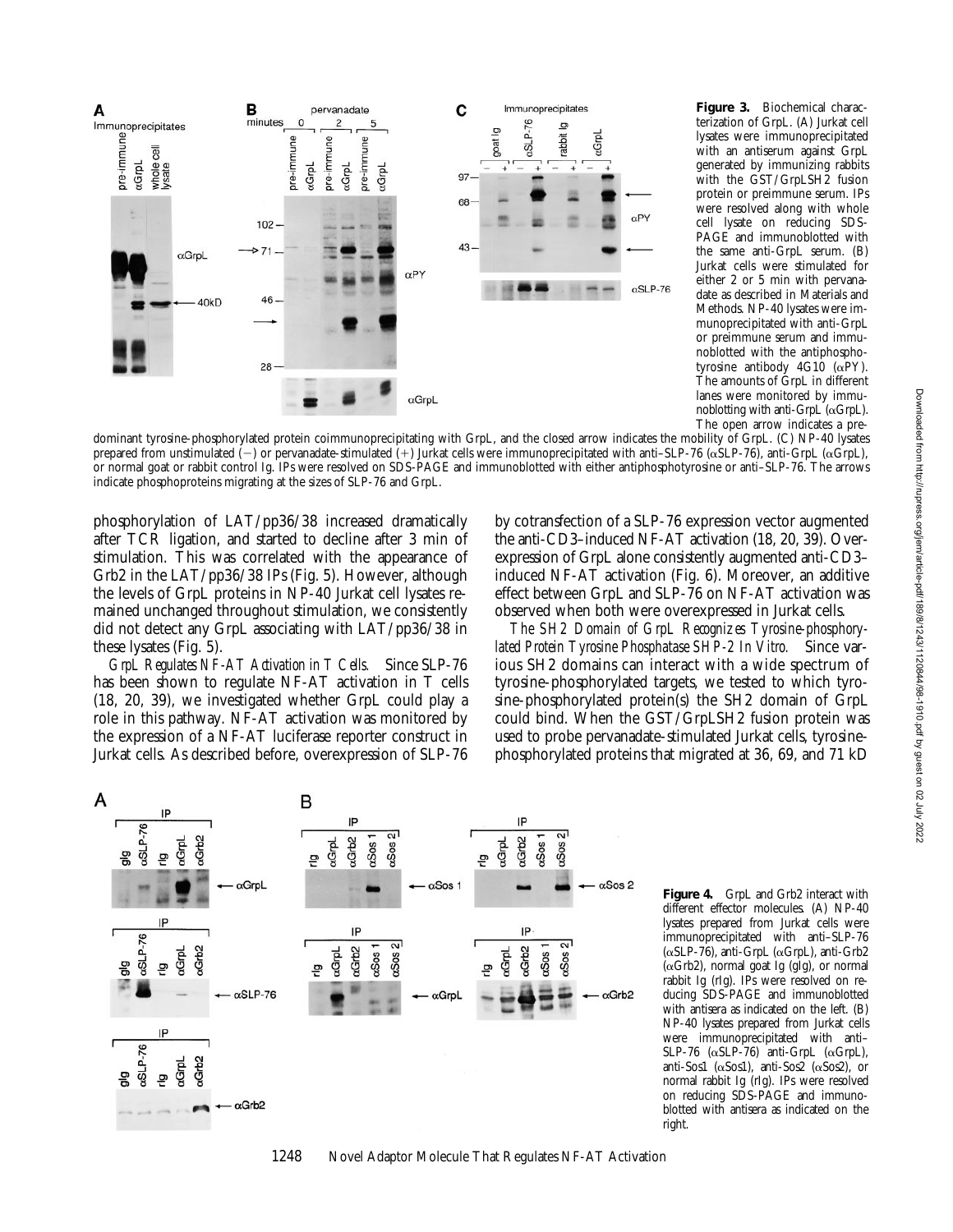**Figure 3.** Biochemical characterization of GrpL. (A) Jurkat cell lysates were immunoprecipitated with an antiserum against GrpL generated by immunizing rabbits with the GST/GrpLSH2 fusion protein or preimmune serum. IPs were resolved along with whole cell lysate on reducing SDS-PAGE and immunoblotted with the same anti-GrpL serum. (B) Jurkat cells were stimulated for either 2 or 5 min with pervanadate as described in Materials and Methods. NP-40 lysates were immunoprecipitated with anti-GrpL or preimmune serum and immunoblotted with the antiphosphotyrosine antibody 4G10 (αPY). The amounts of GrpL in different lanes were monitored by immunoblotting with anti-GrpL (αGrpL). The open arrow indicates a predominant tyrosine-phosphorylated protein coimmunoprecipitating with GrpL, and the closed arrow indicates the mobility of GrpL. (C) NP-40 lysates prepared from unstimulated (−) or pervanadate-stimulated (+) Jurkat cells were immunoprecipitated with anti–SLP-76 (αSLP-76), anti-GrpL (αGrpL), or normal goat or rabbit control Ig. IPs were resolved on SDS-PAGE and immunoblotted with either antiphosphotyrosine or anti–SLP-76. The arrows indicate phosphoproteins migrating at the sizes of SLP-76 and GrpL.

phosphorylation of LAT/pp36/38 increased dramatically after TCR ligation, and started to decline after 3 min of stimulation. This was correlated with the appearance of Grb2 in the LAT/pp36/38 IPs (Fig. 5). However, although the levels of GrpL proteins in NP-40 Jurkat cell lysates remained unchanged throughout stimulation, we consistently did not detect any GrpL associating with LAT/pp36/38 in these lysates (Fig. 5).

*GrpL Regulates NF-AT Activation in T Cells.* Since SLP-76 has been shown to regulate NF-AT activation in T cells (18, 20, 39), we investigated whether GrpL could play a role in this pathway. NF-AT activation was monitored by the expression of a NF-AT luciferase reporter construct in Jurkat cells. As described before, overexpression of SLP-76 by cotransfection of a SLP-76 expression vector augmented the anti-CD3–induced NF-AT activation (18, 20, 39). Overexpression of GrpL alone consistently augmented anti-CD3–induced NF-AT activation (Fig. 6). Moreover, an additive effect between GrpL and SLP-76 on NF-AT activation was observed when both were overexpressed in Jurkat cells.

*The SH2 Domain of GrpL Recognizes Tyrosine-phosphorylated Protein Tyrosine Phosphatase SHP-2 In Vitro.* Since various SH2 domains can interact with a wide spectrum of tyrosine-phosphorylated targets, we tested to which tyrosine-phosphorylated protein(s) the SH2 domain of GrpL could bind. When the GST/GrpLSH2 fusion protein was used to probe pervanadate-stimulated Jurkat cells, tyrosine-phosphorylated proteins that migrated at 36, 69, and 71 kD

**Figure 4.** GrpL and Grb2 interact with different effector molecules. (A) NP-40 lysates prepared from Jurkat cells were immunoprecipitated with anti–SLP-76 (αSLP-76), anti-GrpL (αGrpL), anti-Grb2 (αGrb2), normal goat Ig (gIg), or normal rabbit Ig (rIg). IPs were resolved on reducing SDS-PAGE and immunoblotted with antisera as indicated on the left. (B) NP-40 lysates prepared from Jurkat cells were immunoprecipitated with anti–SLP-76 (αSLP-76) anti-GrpL (αGrpL), anti-Sos1 (αSos1), anti-Sos2 (αSos2), or normal rabbit Ig (rIg). IPs were resolved on reducing SDS-PAGE and immunoblotted with antisera as indicated on the right.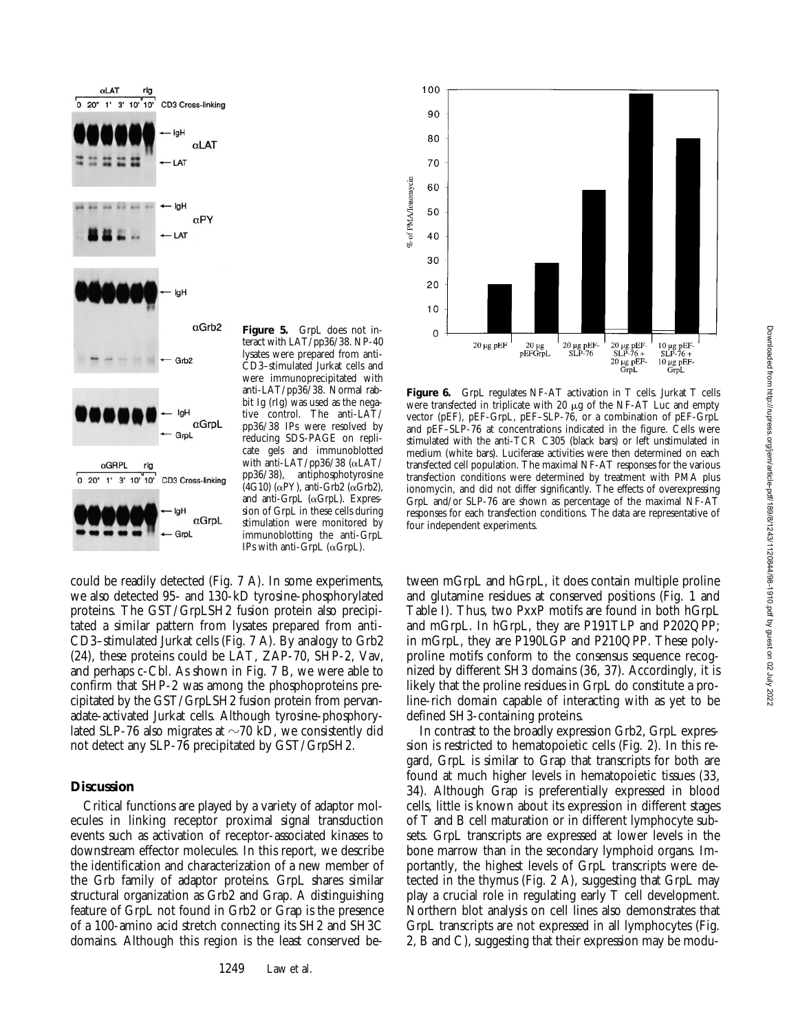**Figure 5.** GrpL does not interact with LAT/pp36/38. NP-40 lysates were prepared from anti-CD3–stimulated Jurkat cells and were immunoprecipitated with anti-LAT/pp36/38. Normal rabbit Ig (rIg) was used as the negative control. The anti-LAT/pp36/38 IPs were resolved by reducing SDS-PAGE on replicate gels and immunoblotted with anti-LAT/pp36/38 (αLAT/pp36/38), antiphosphotyrosine (4G10) (αPY), anti-Grb2 (αGrb2), and anti-GrpL (αGrpL). Expression of GrpL in these cells during stimulation were monitored by immunoblotting the anti-GrpL IPs with anti-GrpL (αGrpL).

**Figure 6.** GrpL regulates NF-AT activation in T cells. Jurkat T cells were transfected in triplicate with 20 μg of the NF-AT Luc and empty vector (pEF), pEF-GrpL, pEF–SLP-76, or a combination of pEF-GrpL and pEF–SLP-76 at concentrations indicated in the figure. Cells were stimulated with the anti-TCR C305 (black bars) or left unstimulated in medium (white bars). Luciferase activities were then determined on each transfected cell population. The maximal NF-AT responses for the various transfection conditions were determined by treatment with PMA plus ionomycin, and did not differ significantly. The effects of overexpressing GrpL and/or SLP-76 are shown as percentage of the maximal NF-AT responses for each transfection conditions. The data are representative of four independent experiments.

could be readily detected (Fig. 7 A). In some experiments, we also detected 95- and 130-kD tyrosine-phosphorylated proteins. The GST/GrpLSH2 fusion protein also precipitated a similar pattern from lysates prepared from anti-CD3–stimulated Jurkat cells (Fig. 7 A). By analogy to Grb2 (24), these proteins could be LAT, ZAP-70, SHP-2, Vav, and perhaps c-Cbl. As shown in Fig. 7 B, we were able to confirm that SHP-2 was among the phosphoproteins precipitated by the GST/GrpLSH2 fusion protein from pervanadate-activated Jurkat cells. Although tyrosine-phosphorylated SLP-76 also migrates at ~70 kD, we consistently did not detect any SLP-76 precipitated by GST/GrpSH2.

## Discussion

Critical functions are played by a variety of adaptor molecules in linking receptor proximal signal transduction events such as activation of receptor-associated kinases to downstream effector molecules. In this report, we describe the identification and characterization of a new member of the Grb family of adaptor proteins. GrpL shares similar structural organization as Grb2 and Grap. A distinguishing feature of GrpL not found in Grb2 or Grap is the presence of a 100-amino acid stretch connecting its SH2 and SH3C domains. Although this region is the least conserved between mGrpL and hGrpL, it does contain multiple proline and glutamine residues at conserved positions (Fig. 1 and Table I). Thus, two PxxP motifs are found in both hGrpL and mGrpL. In hGrpL, they are P191TLP and P202QPP; in mGrpL, they are P190LGP and P210QPP. These polyproline motifs conform to the consensus sequence recognized by different SH3 domains (36, 37). Accordingly, it is likely that the proline residues in GrpL do constitute a proline-rich domain capable of interacting with as yet to be defined SH3-containing proteins.

In contrast to the broadly expression Grb2, GrpL expression is restricted to hematopoietic cells (Fig. 2). In this regard, GrpL is similar to Grap that transcripts for both are found at much higher levels in hematopoietic tissues (33, 34). Although Grap is preferentially expressed in blood cells, little is known about its expression in different stages of T and B cell maturation or in different lymphocyte subsets. GrpL transcripts are expressed at lower levels in the bone marrow than in the secondary lymphoid organs. Importantly, the highest levels of GrpL transcripts were detected in the thymus (Fig. 2 A), suggesting that GrpL may play a crucial role in regulating early T cell development. Northern blot analysis on cell lines also demonstrates that GrpL transcripts are not expressed in all lymphocytes (Fig. 2, B and C), suggesting that their expression may be modu-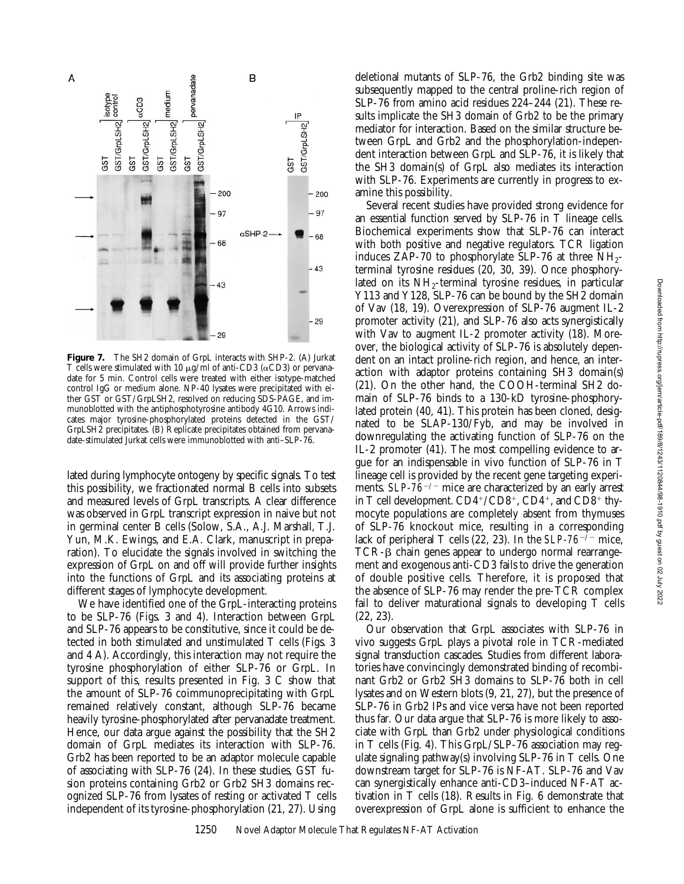**Figure 7.** The SH2 domain of GrpL interacts with SHP-2. (A) Jurkat T cells were stimulated with 10 μg/ml of anti-CD3 (αCD3) or pervanadate for 5 min. Control cells were treated with either isotype-matched control IgG or medium alone. NP-40 lysates were precipitated with either GST or GST/GrpLSH2, resolved on reducing SDS-PAGE, and immunoblotted with the antiphosphotyrosine antibody 4G10. Arrows indicates major tyrosine-phosphorylated proteins detected in the GST/GrpLSH2 precipitates. (B) Replicate precipitates obtained from pervanadate-stimulated Jurkat cells were immunoblotted with anti–SLP-76.

lated during lymphocyte ontogeny by specific signals. To test this possibility, we fractionated normal B cells into subsets and measured levels of GrpL transcripts. A clear difference was observed in GrpL transcript expression in naive but not in germinal center B cells (Solow, S.A., A.J. Marshall, T.J. Yun, M.K. Ewings, and E.A. Clark, manuscript in preparation). To elucidate the signals involved in switching the expression of GrpL on and off will provide further insights into the functions of GrpL and its associating proteins at different stages of lymphocyte development.

We have identified one of the GrpL-interacting proteins to be SLP-76 (Figs. 3 and 4). Interaction between GrpL and SLP-76 appears to be constitutive, since it could be detected in both stimulated and unstimulated T cells (Figs. 3 and 4 A). Accordingly, this interaction may not require the tyrosine phosphorylation of either SLP-76 or GrpL. In support of this, results presented in Fig. 3 C show that the amount of SLP-76 coimmunoprecipitating with GrpL remained relatively constant, although SLP-76 became heavily tyrosine-phosphorylated after pervanadate treatment. Hence, our data argue against the possibility that the SH2 domain of GrpL mediates its interaction with SLP-76. Grb2 has been reported to be an adaptor molecule capable of associating with SLP-76 (24). In these studies, GST fusion proteins containing Grb2 or Grb2 SH3 domains recognized SLP-76 from lysates of resting or activated T cells independent of its tyrosine-phosphorylation (21, 27). Using deletional mutants of SLP-76, the Grb2 binding site was subsequently mapped to the central proline-rich region of SLP-76 from amino acid residues 224–244 (21). These results implicate the SH3 domain of Grb2 to be the primary mediator for interaction. Based on the similar structure between GrpL and Grb2 and the phosphorylation-independent interaction between GrpL and SLP-76, it is likely that the SH3 domain(s) of GrpL also mediates its interaction with SLP-76. Experiments are currently in progress to examine this possibility.

Several recent studies have provided strong evidence for an essential function served by SLP-76 in T lineage cells. Biochemical experiments show that SLP-76 can interact with both positive and negative regulators. TCR ligation induces ZAP-70 to phosphorylate SLP-76 at three $NH_2$-terminal tyrosine residues (20, 30, 39). Once phosphorylated on its $NH_2$-terminal tyrosine residues, in particular Y113 and Y128, SLP-76 can be bound by the SH2 domain of Vav (18, 19). Overexpression of SLP-76 augment IL-2 promoter activity (21), and SLP-76 also acts synergistically with Vav to augment IL-2 promoter activity (18). Moreover, the biological activity of SLP-76 is absolutely dependent on an intact proline-rich region, and hence, an interaction with adaptor proteins containing SH3 domain(s) (21). On the other hand, the COOH-terminal SH2 domain of SLP-76 binds to a 130-kD tyrosine-phosphorylated protein (40, 41). This protein has been cloned, designated to be SLAP-130/Fyb, and may be involved in downregulating the activating function of SLP-76 on the IL-2 promoter (41). The most compelling evidence to argue for an indispensable in vivo function of SLP-76 in T lineage cell is provided by the recent gene targeting experiments. *SLP-76*$^{-/-}$ mice are characterized by an early arrest in T cell development. $CD4^+/CD8^+$, $CD4^+$, and $CD8^+$ thymocyte populations are completely absent from thymuses of SLP-76 knockout mice, resulting in a corresponding lack of peripheral T cells (22, 23). In the *SLP-76*$^{-/-}$ mice, TCR-β chain genes appear to undergo normal rearrangement and exogenous anti-CD3 fails to drive the generation of double positive cells. Therefore, it is proposed that the absence of SLP-76 may render the pre-TCR complex fail to deliver maturational signals to developing T cells (22, 23).

Our observation that GrpL associates with SLP-76 in vivo suggests GrpL plays a pivotal role in TCR-mediated signal transduction cascades. Studies from different laboratories have convincingly demonstrated binding of recombinant Grb2 or Grb2 SH3 domains to SLP-76 both in cell lysates and on Western blots (9, 21, 27), but the presence of SLP-76 in Grb2 IPs and vice versa have not been reported thus far. Our data argue that SLP-76 is more likely to associate with GrpL than Grb2 under physiological conditions in T cells (Fig. 4). This GrpL/SLP-76 association may regulate signaling pathway(s) involving SLP-76 in T cells. One downstream target for SLP-76 is NF-AT. SLP-76 and Vav can synergistically enhance anti-CD3–induced NF-AT activation in T cells (18). Results in Fig. 6 demonstrate that overexpression of GrpL alone is sufficient to enhance the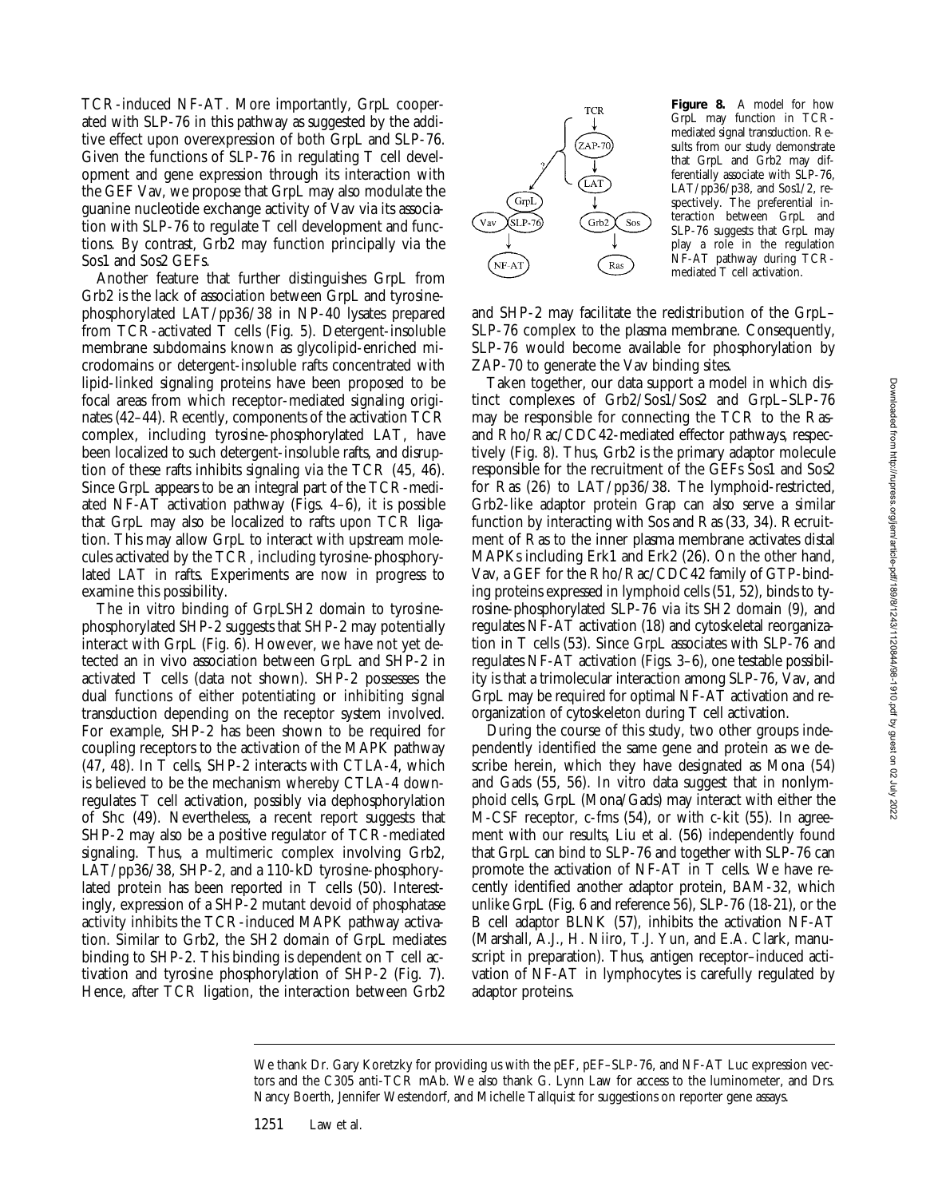TCR-induced NF-AT. More importantly, GrpL cooperated with SLP-76 in this pathway as suggested by the additive effect upon overexpression of both GrpL and SLP-76. Given the functions of SLP-76 in regulating T cell development and gene expression through its interaction with the GEF Vav, we propose that GrpL may also modulate the guanine nucleotide exchange activity of Vav via its association with SLP-76 to regulate T cell development and functions. By contrast, Grb2 may function principally via the Sos1 and Sos2 GEFs.

Another feature that further distinguishes GrpL from Grb2 is the lack of association between GrpL and tyrosine-phosphorylated LAT/pp36/38 in NP-40 lysates prepared from TCR-activated T cells (Fig. 5). Detergent-insoluble membrane subdomains known as glycolipid-enriched microdomains or detergent-insoluble rafts concentrated with lipid-linked signaling proteins have been proposed to be focal areas from which receptor-mediated signaling originates (42–44). Recently, components of the activation TCR complex, including tyrosine-phosphorylated LAT, have been localized to such detergent-insoluble rafts, and disruption of these rafts inhibits signaling via the TCR (45, 46). Since GrpL appears to be an integral part of the TCR-mediated NF-AT activation pathway (Figs. 4–6), it is possible that GrpL may also be localized to rafts upon TCR ligation. This may allow GrpL to interact with upstream molecules activated by the TCR, including tyrosine-phosphorylated LAT in rafts. Experiments are now in progress to examine this possibility.

The in vitro binding of GrpLSH2 domain to tyrosine-phosphorylated SHP-2 suggests that SHP-2 may potentially interact with GrpL (Fig. 6). However, we have not yet detected an in vivo association between GrpL and SHP-2 in activated T cells (data not shown). SHP-2 possesses the dual functions of either potentiating or inhibiting signal transduction depending on the receptor system involved. For example, SHP-2 has been shown to be required for coupling receptors to the activation of the MAPK pathway (47, 48). In T cells, SHP-2 interacts with CTLA-4, which is believed to be the mechanism whereby CTLA-4 downregulates T cell activation, possibly via dephosphorylation of Shc (49). Nevertheless, a recent report suggests that SHP-2 may also be a positive regulator of TCR-mediated signaling. Thus, a multimeric complex involving Grb2, LAT/pp36/38, SHP-2, and a 110-kD tyrosine-phosphorylated protein has been reported in T cells (50). Interestingly, expression of a SHP-2 mutant devoid of phosphatase activity inhibits the TCR-induced MAPK pathway activation. Similar to Grb2, the SH2 domain of GrpL mediates binding to SHP-2. This binding is dependent on T cell activation and tyrosine phosphorylation of SHP-2 (Fig. 7). Hence, after TCR ligation, the interaction between Grb2 and SHP-2 may facilitate the redistribution of the GrpL–SLP-76 complex to the plasma membrane. Consequently, SLP-76 would become available for phosphorylation by ZAP-70 to generate the Vav binding sites.

**Figure 8.** A model for how GrpL may function in TCR-mediated signal transduction. Results from our study demonstrate that GrpL and Grb2 may differentially associate with SLP-76, LAT/pp36/p38, and Sos1/2, respectively. The preferential interaction between GrpL and SLP-76 suggests that GrpL may play a role in the regulation NF-AT pathway during TCR-mediated T cell activation.

Taken together, our data support a model in which distinct complexes of Grb2/Sos1/Sos2 and GrpL–SLP-76 may be responsible for connecting the TCR to the Ras- and Rho/Rac/CDC42-mediated effector pathways, respectively (Fig. 8). Thus, Grb2 is the primary adaptor molecule responsible for the recruitment of the GEFs Sos1 and Sos2 for Ras (26) to LAT/pp36/38. The lymphoid-restricted, Grb2-like adaptor protein Grap can also serve a similar function by interacting with Sos and Ras (33, 34). Recruitment of Ras to the inner plasma membrane activates distal MAPKs including Erk1 and Erk2 (26). On the other hand, Vav, a GEF for the Rho/Rac/CDC42 family of GTP-binding proteins expressed in lymphoid cells (51, 52), binds to tyrosine-phosphorylated SLP-76 via its SH2 domain (9), and regulates NF-AT activation (18) and cytoskeletal reorganization in T cells (53). Since GrpL associates with SLP-76 and regulates NF-AT activation (Figs. 3–6), one testable possibility is that a trimolecular interaction among SLP-76, Vav, and GrpL may be required for optimal NF-AT activation and reorganization of cytoskeleton during T cell activation.

During the course of this study, two other groups independently identified the same gene and protein as we describe herein, which they have designated as Mona (54) and Gads (55, 56). In vitro data suggest that in nonlymphoid cells, GrpL (Mona/Gads) may interact with either the M-CSF receptor, c-fms (54), or with c-kit (55). In agreement with our results, Liu et al. (56) independently found that GrpL can bind to SLP-76 and together with SLP-76 can promote the activation of NF-AT in T cells. We have recently identified another adaptor protein, BAM-32, which unlike GrpL (Fig. 6 and reference 56), SLP-76 (18-21), or the B cell adaptor BLNK (57), inhibits the activation NF-AT (Marshall, A.J., H. Niiro, T.J. Yun, and E.A. Clark, manuscript in preparation). Thus, antigen receptor–induced activation of NF-AT in lymphocytes is carefully regulated by adaptor proteins.

---

We thank Dr. Gary Koretzky for providing us with the pEF, pEF–SLP-76, and NF-AT Luc expression vectors and the C305 anti-TCR mAb. We also thank G. Lynn Law for access to the luminometer, and Drs. Nancy Boerth, Jennifer Westendorf, and Michelle Tallquist for suggestions on reporter gene assays.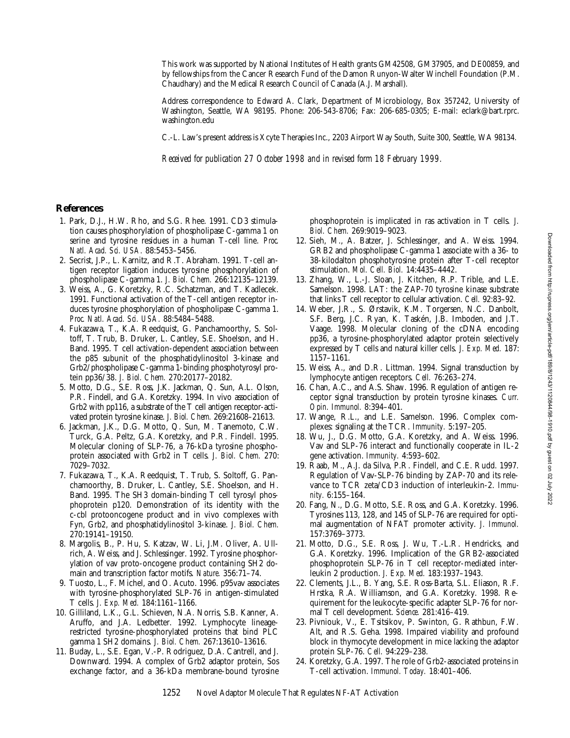This work was supported by National Institutes of Health grants GM42508, GM37905, and DE00859, and by fellowships from the Cancer Research Fund of the Damon Runyon-Walter Winchell Foundation (P.M. Chaudhary) and the Medical Research Council of Canada (A.J. Marshall).

Address correspondence to Edward A. Clark, Department of Microbiology, Box 357242, University of Washington, Seattle, WA 98195. Phone: 206-543-8706; Fax: 206-685-0305; E-mail: eclark@bart.rprc.washington.edu

C.-L. Law's present address is Xcyte Therapies Inc., 2203 Airport Way South, Suite 300, Seattle, WA 98134.

*Received for publication 27 October 1998 and in revised form 18 February 1999.*

## References

1. Park, D.J., H.W. Rho, and S.G. Rhee. 1991. CD3 stimulation causes phosphorylation of phospholipase C-gamma 1 on serine and tyrosine residues in a human T-cell line. *Proc. Natl. Acad. Sci. USA.* 88:5453–5456.
2. Secrist, J.P., L. Karnitz, and R.T. Abraham. 1991. T-cell antigen receptor ligation induces tyrosine phosphorylation of phospholipase C-gamma 1. *J. Biol. Chem.* 266:12135–12139.
3. Weiss, A., G. Koretzky, R.C. Schatzman, and T. Kadlecek. 1991. Functional activation of the T-cell antigen receptor induces tyrosine phosphorylation of phospholipase C-gamma 1. *Proc. Natl. Acad. Sci. USA.* 88:5484–5488.
4. Fukazawa, T., K.A. Reedquist, G. Panchamoorthy, S. Soltoff, T. Trub, B. Druker, L. Cantley, S.E. Shoelson, and H. Band. 1995. T cell activation-dependent association between the p85 subunit of the phosphatidylinositol 3-kinase and Grb2/phospholipase C-gamma 1-binding phosphotyrosyl protein pp36/38. *J. Biol. Chem.* 270:20177–20182.
5. Motto, D.G., S.E. Ross, J.K. Jackman, Q. Sun, A.L. Olson, P.R. Findell, and G.A. Koretzky. 1994. In vivo association of Grb2 with pp116, a substrate of the T cell antigen receptor-activated protein tyrosine kinase. *J. Biol. Chem.* 269:21608–21613.
6. Jackman, J.K., D.G. Motto, Q. Sun, M. Tanemoto, C.W. Turck, G.A. Peltz, G.A. Koretzky, and P.R. Findell. 1995. Molecular cloning of SLP-76, a 76-kDa tyrosine phosphoprotein associated with Grb2 in T cells. *J. Biol. Chem.* 270:7029–7032.
7. Fukazawa, T., K.A. Reedquist, T. Trub, S. Soltoff, G. Panchamoorthy, B. Druker, L. Cantley, S.E. Shoelson, and H. Band. 1995. The SH3 domain-binding T cell tyrosyl phosphoprotein p120. Demonstration of its identity with the c-cbl protooncogene product and in vivo complexes with Fyn, Grb2, and phosphatidylinositol 3-kinase. *J. Biol. Chem.* 270:19141–19150.
8. Margolis, B., P. Hu, S. Katzav, W. Li, J.M. Oliver, A. Ullrich, A. Weiss, and J. Schlessinger. 1992. Tyrosine phosphorylation of vav proto-oncogene product containing SH2 domain and transcription factor motifs. *Nature.* 356:71–74.
9. Tuosto, L., F. Michel, and O. Acuto. 1996. p95vav associates with tyrosine-phosphorylated SLP-76 in antigen-stimulated T cells. *J. Exp. Med.* 184:1161–1166.
10. Gilliland, L.K., G.L. Schieven, N.A. Norris, S.B. Kanner, A. Aruffo, and J.A. Ledbetter. 1992. Lymphocyte lineage-restricted tyrosine-phosphorylated proteins that bind PLC gamma 1 SH2 domains. *J. Biol. Chem.* 267:13610–13616.
11. Buday, L., S.E. Egan, V.-P. Rodriguez, D.A. Cantrell, and J. Downward. 1994. A complex of Grb2 adaptor protein, Sos exchange factor, and a 36-kDa membrane-bound tyrosine phosphoprotein is implicated in ras activation in T cells. *J. Biol. Chem.* 269:9019–9023.
12. Sieh, M., A. Batzer, J. Schlessinger, and A. Weiss. 1994. GRB2 and phospholipase C-gamma 1 associate with a 36- to 38-kilodalton phosphotyrosine protein after T-cell receptor stimulation. *Mol. Cell. Biol.* 14:4435–4442.
13. Zhang, W., L.-J. Sloan, J. Kitchen, R.P. Trible, and L.E. Samelson. 1998. LAT: the ZAP-70 tyrosine kinase substrate that links T cell receptor to cellular activation. *Cell.* 92:83–92.
14. Weber, J.R., S. Ørstavik, K.M. Torgersen, N.C. Danbolt, S.F. Berg, J.C. Ryan, K. Taskén, J.B. Imboden, and J.T. Vaage. 1998. Molecular cloning of the cDNA encoding pp36, a tyrosine-phosphorylated adaptor protein selectively expressed by T cells and natural killer cells. *J. Exp. Med.* 187:1157–1161.
15. Weiss, A., and D.R. Littman. 1994. Signal transduction by lymphocyte antigen receptors. *Cell.* 76:263–274.
16. Chan, A.C., and A.S. Shaw. 1996. Regulation of antigen receptor signal transduction by protein tyrosine kinases. *Curr. Opin. Immunol.* 8:394–401.
17. Wange, R.L., and L.E. Samelson. 1996. Complex complexes: signaling at the TCR. *Immunity.* 5:197–205.
18. Wu, J., D.G. Motto, G.A. Koretzky, and A. Weiss. 1996. Vav and SLP-76 interact and functionally cooperate in IL-2 gene activation. *Immunity.* 4:593–602.
19. Raab, M., A.J. da Silva, P.R. Findell, and C.E. Rudd. 1997. Regulation of Vav-SLP-76 binding by ZAP-70 and its relevance to TCR zeta/CD3 induction of interleukin-2. *Immunity.* 6:155–164.
20. Fang, N., D.G. Motto, S.E. Ross, and G.A. Koretzky. 1996. Tyrosines 113, 128, and 145 of SLP-76 are required for optimal augmentation of NFAT promoter activity. *J. Immunol.* 157:3769–3773.
21. Motto, D.G., S.E. Ross, J. Wu, T.-L.R. Hendricks, and G.A. Koretzky. 1996. Implication of the GRB2-associated phosphoprotein SLP-76 in T cell receptor-mediated interleukin 2 production. *J. Exp. Med.* 183:1937–1943.
22. Clements, J.L., B. Yang, S.E. Ross-Barta, S.L. Eliason, R.F. Hrstka, R.A. Williamson, and G.A. Koretzky. 1998. Requirement for the leukocyte-specific adapter SLP-76 for normal T cell development. *Science.* 281:416–419.
23. Pivniouk, V., E. Tsitsikov, P. Swinton, G. Rathbun, F.W. Alt, and R.S. Geha. 1998. Impaired viability and profound block in thymocyte development in mice lacking the adaptor protein SLP-76. *Cell.* 94:229–238.
24. Koretzky, G.A. 1997. The role of Grb2-associated proteins in T-cell activation. *Immunol. Today.* 18:401–406.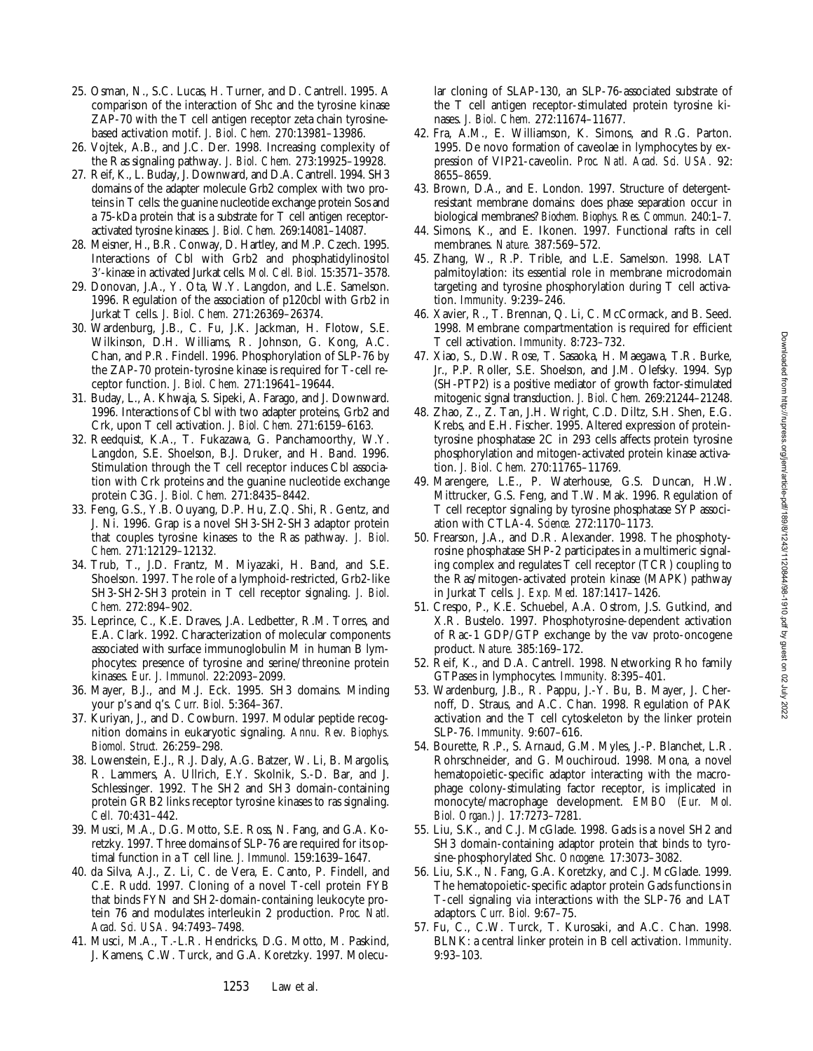25. Osman, N., S.C. Lucas, H. Turner, and D. Cantrell. 1995. A comparison of the interaction of Shc and the tyrosine kinase ZAP-70 with the T cell antigen receptor zeta chain tyrosine-based activation motif. *J. Biol. Chem.* 270:13981–13986.
26. Vojtek, A.B., and J.C. Der. 1998. Increasing complexity of the Ras signaling pathway. *J. Biol. Chem.* 273:19925–19928.
27. Reif, K., L. Buday, J. Downward, and D.A. Cantrell. 1994. SH3 domains of the adapter molecule Grb2 complex with two proteins in T cells: the guanine nucleotide exchange protein Sos and a 75-kDa protein that is a substrate for T cell antigen receptor-activated tyrosine kinases. *J. Biol. Chem.* 269:14081–14087.
28. Meisner, H., B.R. Conway, D. Hartley, and M.P. Czech. 1995. Interactions of Cbl with Grb2 and phosphatidylinositol 3′-kinase in activated Jurkat cells. *Mol. Cell. Biol.* 15:3571–3578.
29. Donovan, J.A., Y. Ota, W.Y. Langdon, and L.E. Samelson. 1996. Regulation of the association of p120cbl with Grb2 in Jurkat T cells. *J. Biol. Chem.* 271:26369–26374.
30. Wardenburg, J.B., C. Fu, J.K. Jackman, H. Flotow, S.E. Wilkinson, D.H. Williams, R. Johnson, G. Kong, A.C. Chan, and P.R. Findell. 1996. Phosphorylation of SLP-76 by the ZAP-70 protein-tyrosine kinase is required for T-cell receptor function. *J. Biol. Chem.* 271:19641–19644.
31. Buday, L., A. Khwaja, S. Sipeki, A. Farago, and J. Downward. 1996. Interactions of Cbl with two adapter proteins, Grb2 and Crk, upon T cell activation. *J. Biol. Chem.* 271:6159–6163.
32. Reedquist, K.A., T. Fukazawa, G. Panchamoorthy, W.Y. Langdon, S.E. Shoelson, B.J. Druker, and H. Band. 1996. Stimulation through the T cell receptor induces Cbl association with Crk proteins and the guanine nucleotide exchange protein C3G. *J. Biol. Chem.* 271:8435–8442.
33. Feng, G.S., Y.B. Ouyang, D.P. Hu, Z.Q. Shi, R. Gentz, and J. Ni. 1996. Grap is a novel SH3-SH2-SH3 adaptor protein that couples tyrosine kinases to the Ras pathway. *J. Biol. Chem.* 271:12129–12132.
34. Trub, T., J.D. Frantz, M. Miyazaki, H. Band, and S.E. Shoelson. 1997. The role of a lymphoid-restricted, Grb2-like SH3-SH2-SH3 protein in T cell receptor signaling. *J. Biol. Chem.* 272:894–902.
35. Leprince, C., K.E. Draves, J.A. Ledbetter, R.M. Torres, and E.A. Clark. 1992. Characterization of molecular components associated with surface immunoglobulin M in human B lymphocytes: presence of tyrosine and serine/threonine protein kinases. *Eur. J. Immunol.* 22:2093–2099.
36. Mayer, B.J., and M.J. Eck. 1995. SH3 domains. Minding your p's and q's. *Curr. Biol.* 5:364–367.
37. Kuriyan, J., and D. Cowburn. 1997. Modular peptide recognition domains in eukaryotic signaling. *Annu. Rev. Biophys. Biomol. Struct.* 26:259–298.
38. Lowenstein, E.J., R.J. Daly, A.G. Batzer, W. Li, B. Margolis, R. Lammers, A. Ullrich, E.Y. Skolnik, S.-D. Bar, and J. Schlessinger. 1992. The SH2 and SH3 domain-containing protein GRB2 links receptor tyrosine kinases to ras signaling. *Cell.* 70:431–442.
39. Musci, M.A., D.G. Motto, S.E. Ross, N. Fang, and G.A. Koretzky. 1997. Three domains of SLP-76 are required for its optimal function in a T cell line. *J. Immunol.* 159:1639–1647.
40. da Silva, A.J., Z. Li, C. de Vera, E. Canto, P. Findell, and C.E. Rudd. 1997. Cloning of a novel T-cell protein FYB that binds FYN and SH2-domain-containing leukocyte protein 76 and modulates interleukin 2 production. *Proc. Natl. Acad. Sci. USA.* 94:7493–7498.
41. Musci, M.A., T.-L.R. Hendricks, D.G. Motto, M. Paskind, J. Kamens, C.W. Turck, and G.A. Koretzky. 1997. Molecular cloning of SLAP-130, an SLP-76-associated substrate of the T cell antigen receptor-stimulated protein tyrosine kinases. *J. Biol. Chem.* 272:11674–11677.
42. Fra, A.M., E. Williamson, K. Simons, and R.G. Parton. 1995. De novo formation of caveolae in lymphocytes by expression of VIP21-caveolin. *Proc. Natl. Acad. Sci. USA.* 92:8655–8659.
43. Brown, D.A., and E. London. 1997. Structure of detergent-resistant membrane domains: does phase separation occur in biological membranes? *Biochem. Biophys. Res. Commun.* 240:1–7.
44. Simons, K., and E. Ikonen. 1997. Functional rafts in cell membranes. *Nature.* 387:569–572.
45. Zhang, W., R.P. Trible, and L.E. Samelson. 1998. LAT palmitoylation: its essential role in membrane microdomain targeting and tyrosine phosphorylation during T cell activation. *Immunity.* 9:239–246.
46. Xavier, R., T. Brennan, Q. Li, C. McCormack, and B. Seed. 1998. Membrane compartmentation is required for efficient T cell activation. *Immunity.* 8:723–732.
47. Xiao, S., D.W. Rose, T. Sasaoka, H. Maegawa, T.R. Burke, Jr., P.P. Roller, S.E. Shoelson, and J.M. Olefsky. 1994. Syp (SH-PTP2) is a positive mediator of growth factor-stimulated mitogenic signal transduction. *J. Biol. Chem.* 269:21244–21248.
48. Zhao, Z., Z. Tan, J.H. Wright, C.D. Diltz, S.H. Shen, E.G. Krebs, and E.H. Fischer. 1995. Altered expression of protein-tyrosine phosphatase 2C in 293 cells affects protein tyrosine phosphorylation and mitogen-activated protein kinase activation. *J. Biol. Chem.* 270:11765–11769.
49. Marengere, L.E., P. Waterhouse, G.S. Duncan, H.W. Mittrucker, G.S. Feng, and T.W. Mak. 1996. Regulation of T cell receptor signaling by tyrosine phosphatase SYP association with CTLA-4. *Science.* 272:1170–1173.
50. Frearson, J.A., and D.R. Alexander. 1998. The phosphotyrosine phosphatase SHP-2 participates in a multimeric signaling complex and regulates T cell receptor (TCR) coupling to the Ras/mitogen-activated protein kinase (MAPK) pathway in Jurkat T cells. *J. Exp. Med.* 187:1417–1426.
51. Crespo, P., K.E. Schuebel, A.A. Ostrom, J.S. Gutkind, and X.R. Bustelo. 1997. Phosphotyrosine-dependent activation of Rac-1 GDP/GTP exchange by the vav proto-oncogene product. *Nature.* 385:169–172.
52. Reif, K., and D.A. Cantrell. 1998. Networking Rho family GTPases in lymphocytes. *Immunity.* 8:395–401.
53. Wardenburg, J.B., R. Pappu, J.-Y. Bu, B. Mayer, J. Chernoff, D. Straus, and A.C. Chan. 1998. Regulation of PAK activation and the T cell cytoskeleton by the linker protein SLP-76. *Immunity.* 9:607–616.
54. Bourette, R.P., S. Arnaud, G.M. Myles, J.-P. Blanchet, L.R. Rohrschneider, and G. Mouchiroud. 1998. Mona, a novel hematopoietic-specific adaptor interacting with the macrophage colony-stimulating factor receptor, is implicated in monocyte/macrophage development. *EMBO (Eur. Mol. Biol. Organ.) J.* 17:7273–7281.
55. Liu, S.K., and C.J. McGlade. 1998. Gads is a novel SH2 and SH3 domain-containing adaptor protein that binds to tyrosine-phosphorylated Shc. *Oncogene.* 17:3073–3082.
56. Liu, S.K., N. Fang, G.A. Koretzky, and C.J. McGlade. 1999. The hematopoietic-specific adaptor protein Gads functions in T-cell signaling via interactions with the SLP-76 and LAT adaptors. *Curr. Biol.* 9:67–75.
57. Fu, C., C.W. Turck, T. Kurosaki, and A.C. Chan. 1998. BLNK: a central linker protein in B cell activation. *Immunity.* 9:93–103.